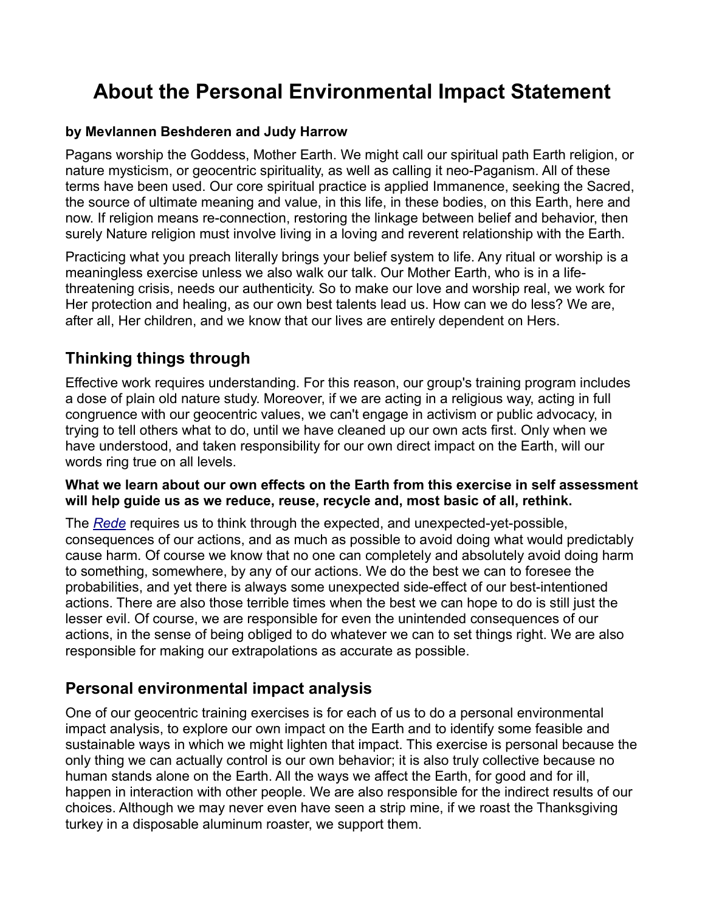# About the Personal Environmental Impact Statement

**by Mevlannen Beshderen and Judy Harrow**

Pagans worship the Goddess, Mother Earth. We might call our spiritual path Earth religion, or nature mysticism, or geocentric spirituality, as well as calling it neo-Paganism. All of these terms have been used. Our core spiritual practice is applied Immanence, seeking the Sacred, the source of ultimate meaning and value, in this life, in these bodies, on this Earth, here and now. If religion means re-connection, restoring the linkage between belief and behavior, then surely Nature religion must involve living in a loving and reverent relationship with the Earth.

Practicing what you preach literally brings your belief system to life. Any ritual or worship is a meaningless exercise unless we also walk our talk. Our Mother Earth, who is in a life-threatening crisis, needs our authenticity. So to make our love and worship real, we work for Her protection and healing, as our own best talents lead us. How can we do less? We are, after all, Her children, and we know that our lives are entirely dependent on Hers.

## Thinking things through

Effective work requires understanding. For this reason, our group's training program includes a dose of plain old nature study. Moreover, if we are acting in a religious way, acting in full congruence with our geocentric values, we can't engage in activism or public advocacy, in trying to tell others what to do, until we have cleaned up our own acts first. Only when we have understood, and taken responsibility for our own direct impact on the Earth, will our words ring true on all levels.

**What we learn about our own effects on the Earth from this exercise in self assessment will help guide us as we reduce, reuse, recycle and, most basic of all, rethink.**

The *Rede* requires us to think through the expected, and unexpected-yet-possible, consequences of our actions, and as much as possible to avoid doing what would predictably cause harm. Of course we know that no one can completely and absolutely avoid doing harm to something, somewhere, by any of our actions. We do the best we can to foresee the probabilities, and yet there is always some unexpected side-effect of our best-intentioned actions. There are also those terrible times when the best we can hope to do is still just the lesser evil. Of course, we are responsible for even the unintended consequences of our actions, in the sense of being obliged to do whatever we can to set things right. We are also responsible for making our extrapolations as accurate as possible.

## Personal environmental impact analysis

One of our geocentric training exercises is for each of us to do a personal environmental impact analysis, to explore our own impact on the Earth and to identify some feasible and sustainable ways in which we might lighten that impact. This exercise is personal because the only thing we can actually control is our own behavior; it is also truly collective because no human stands alone on the Earth. All the ways we affect the Earth, for good and for ill, happen in interaction with other people. We are also responsible for the indirect results of our choices. Although we may never even have seen a strip mine, if we roast the Thanksgiving turkey in a disposable aluminum roaster, we support them.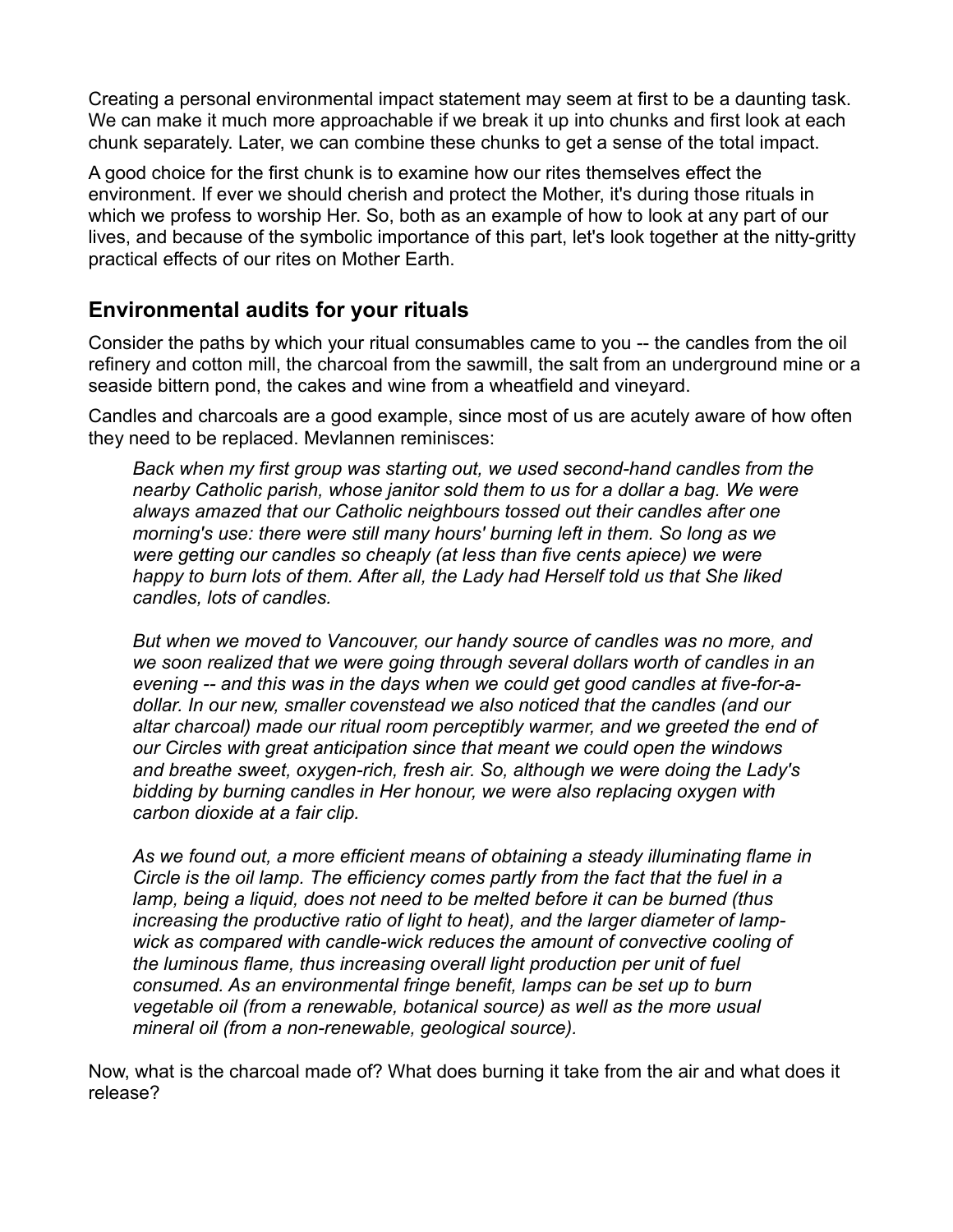Creating a personal environmental impact statement may seem at first to be a daunting task. We can make it much more approachable if we break it up into chunks and first look at each chunk separately. Later, we can combine these chunks to get a sense of the total impact.

A good choice for the first chunk is to examine how our rites themselves effect the environment. If ever we should cherish and protect the Mother, it's during those rituals in which we profess to worship Her. So, both as an example of how to look at any part of our lives, and because of the symbolic importance of this part, let's look together at the nitty-gritty practical effects of our rites on Mother Earth.

## Environmental audits for your rituals

Consider the paths by which your ritual consumables came to you -- the candles from the oil refinery and cotton mill, the charcoal from the sawmill, the salt from an underground mine or a seaside bittern pond, the cakes and wine from a wheatfield and vineyard.

Candles and charcoals are a good example, since most of us are acutely aware of how often they need to be replaced. Mevlannen reminisces:

> *Back when my first group was starting out, we used second-hand candles from the nearby Catholic parish, whose janitor sold them to us for a dollar a bag. We were always amazed that our Catholic neighbours tossed out their candles after one morning's use: there were still many hours' burning left in them. So long as we were getting our candles so cheaply (at less than five cents apiece) we were happy to burn lots of them. After all, the Lady had Herself told us that She liked candles, lots of candles.*
>
> *But when we moved to Vancouver, our handy source of candles was no more, and we soon realized that we were going through several dollars worth of candles in an evening -- and this was in the days when we could get good candles at five-for-a-dollar. In our new, smaller covenstead we also noticed that the candles (and our altar charcoal) made our ritual room perceptibly warmer, and we greeted the end of our Circles with great anticipation since that meant we could open the windows and breathe sweet, oxygen-rich, fresh air. So, although we were doing the Lady's bidding by burning candles in Her honour, we were also replacing oxygen with carbon dioxide at a fair clip.*
>
> *As we found out, a more efficient means of obtaining a steady illuminating flame in Circle is the oil lamp. The efficiency comes partly from the fact that the fuel in a lamp, being a liquid, does not need to be melted before it can be burned (thus increasing the productive ratio of light to heat), and the larger diameter of lamp-wick as compared with candle-wick reduces the amount of convective cooling of the luminous flame, thus increasing overall light production per unit of fuel consumed. As an environmental fringe benefit, lamps can be set up to burn vegetable oil (from a renewable, botanical source) as well as the more usual mineral oil (from a non-renewable, geological source).*

Now, what is the charcoal made of? What does burning it take from the air and what does it release?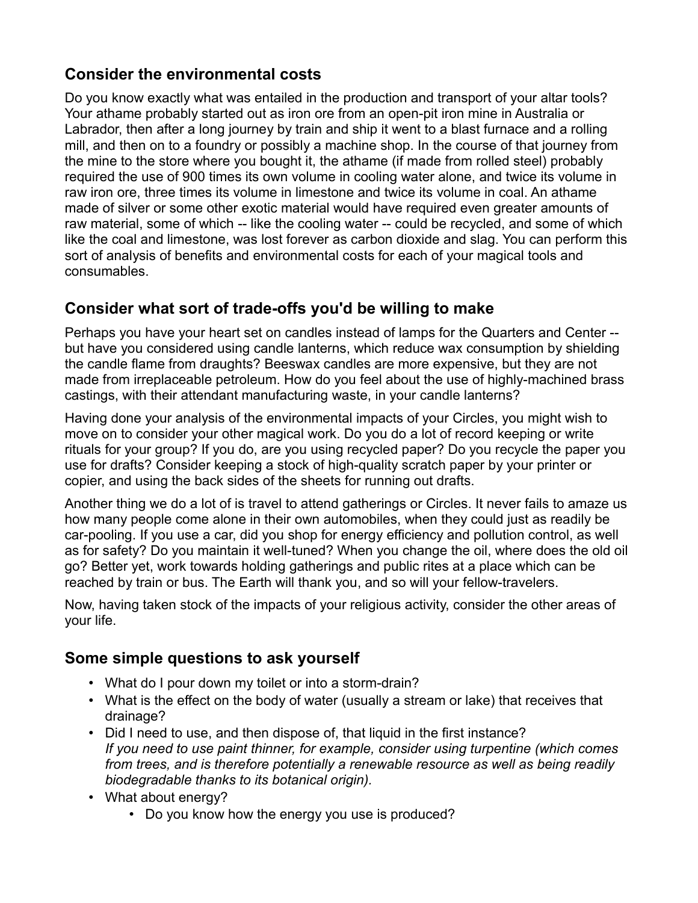## Consider the environmental costs

Do you know exactly what was entailed in the production and transport of your altar tools? Your athame probably started out as iron ore from an open-pit iron mine in Australia or Labrador, then after a long journey by train and ship it went to a blast furnace and a rolling mill, and then on to a foundry or possibly a machine shop. In the course of that journey from the mine to the store where you bought it, the athame (if made from rolled steel) probably required the use of 900 times its own volume in cooling water alone, and twice its volume in raw iron ore, three times its volume in limestone and twice its volume in coal. An athame made of silver or some other exotic material would have required even greater amounts of raw material, some of which -- like the cooling water -- could be recycled, and some of which like the coal and limestone, was lost forever as carbon dioxide and slag. You can perform this sort of analysis of benefits and environmental costs for each of your magical tools and consumables.

## Consider what sort of trade-offs you'd be willing to make

Perhaps you have your heart set on candles instead of lamps for the Quarters and Center -- but have you considered using candle lanterns, which reduce wax consumption by shielding the candle flame from draughts? Beeswax candles are more expensive, but they are not made from irreplaceable petroleum. How do you feel about the use of highly-machined brass castings, with their attendant manufacturing waste, in your candle lanterns?

Having done your analysis of the environmental impacts of your Circles, you might wish to move on to consider your other magical work. Do you do a lot of record keeping or write rituals for your group? If you do, are you using recycled paper? Do you recycle the paper you use for drafts? Consider keeping a stock of high-quality scratch paper by your printer or copier, and using the back sides of the sheets for running out drafts.

Another thing we do a lot of is travel to attend gatherings or Circles. It never fails to amaze us how many people come alone in their own automobiles, when they could just as readily be car-pooling. If you use a car, did you shop for energy efficiency and pollution control, as well as for safety? Do you maintain it well-tuned? When you change the oil, where does the old oil go? Better yet, work towards holding gatherings and public rites at a place which can be reached by train or bus. The Earth will thank you, and so will your fellow-travelers.

Now, having taken stock of the impacts of your religious activity, consider the other areas of your life.

## Some simple questions to ask yourself

- What do I pour down my toilet or into a storm-drain?
- What is the effect on the body of water (usually a stream or lake) that receives that drainage?
- Did I need to use, and then dispose of, that liquid in the first instance?
  *If you need to use paint thinner, for example, consider using turpentine (which comes from trees, and is therefore potentially a renewable resource as well as being readily biodegradable thanks to its botanical origin).*
- What about energy?
  - Do you know how the energy you use is produced?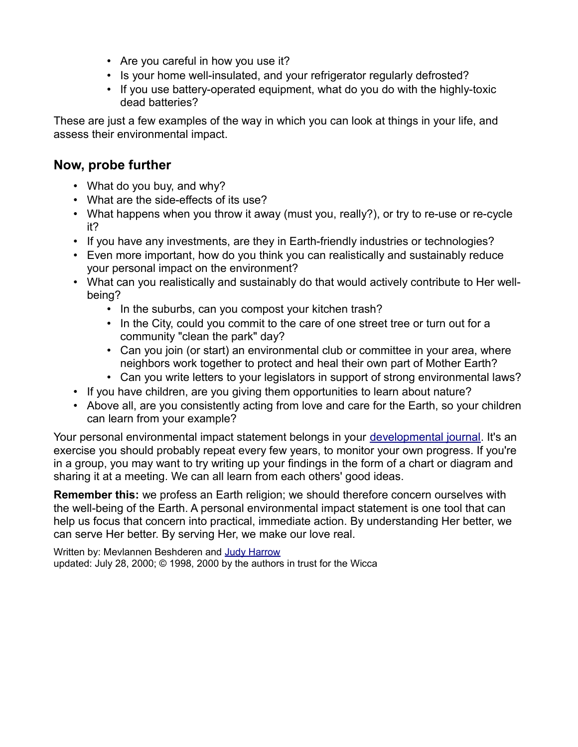- Are you careful in how you use it?
- Is your home well-insulated, and your refrigerator regularly defrosted?
- If you use battery-operated equipment, what do you do with the highly-toxic dead batteries?

These are just a few examples of the way in which you can look at things in your life, and assess their environmental impact.

### Now, probe further

- What do you buy, and why?
- What are the side-effects of its use?
- What happens when you throw it away (must you, really?), or try to re-use or re-cycle it?
- If you have any investments, are they in Earth-friendly industries or technologies?
- Even more important, how do you think you can realistically and sustainably reduce your personal impact on the environment?
- What can you realistically and sustainably do that would actively contribute to Her well-being?
    - In the suburbs, can you compost your kitchen trash?
    - In the City, could you commit to the care of one street tree or turn out for a community "clean the park" day?
    - Can you join (or start) an environmental club or committee in your area, where neighbors work together to protect and heal their own part of Mother Earth?
    - Can you write letters to your legislators in support of strong environmental laws?
- If you have children, are you giving them opportunities to learn about nature?
- Above all, are you consistently acting from love and care for the Earth, so your children can learn from your example?

Your personal environmental impact statement belongs in your developmental journal. It's an exercise you should probably repeat every few years, to monitor your own progress. If you're in a group, you may want to try writing up your findings in the form of a chart or diagram and sharing it at a meeting. We can all learn from each others' good ideas.

**Remember this:** we profess an Earth religion; we should therefore concern ourselves with the well-being of the Earth. A personal environmental impact statement is one tool that can help us focus that concern into practical, immediate action. By understanding Her better, we can serve Her better. By serving Her, we make our love real.

Written by: Mevlannen Beshderen and Judy Harrow
updated: July 28, 2000; © 1998, 2000 by the authors in trust for the Wicca